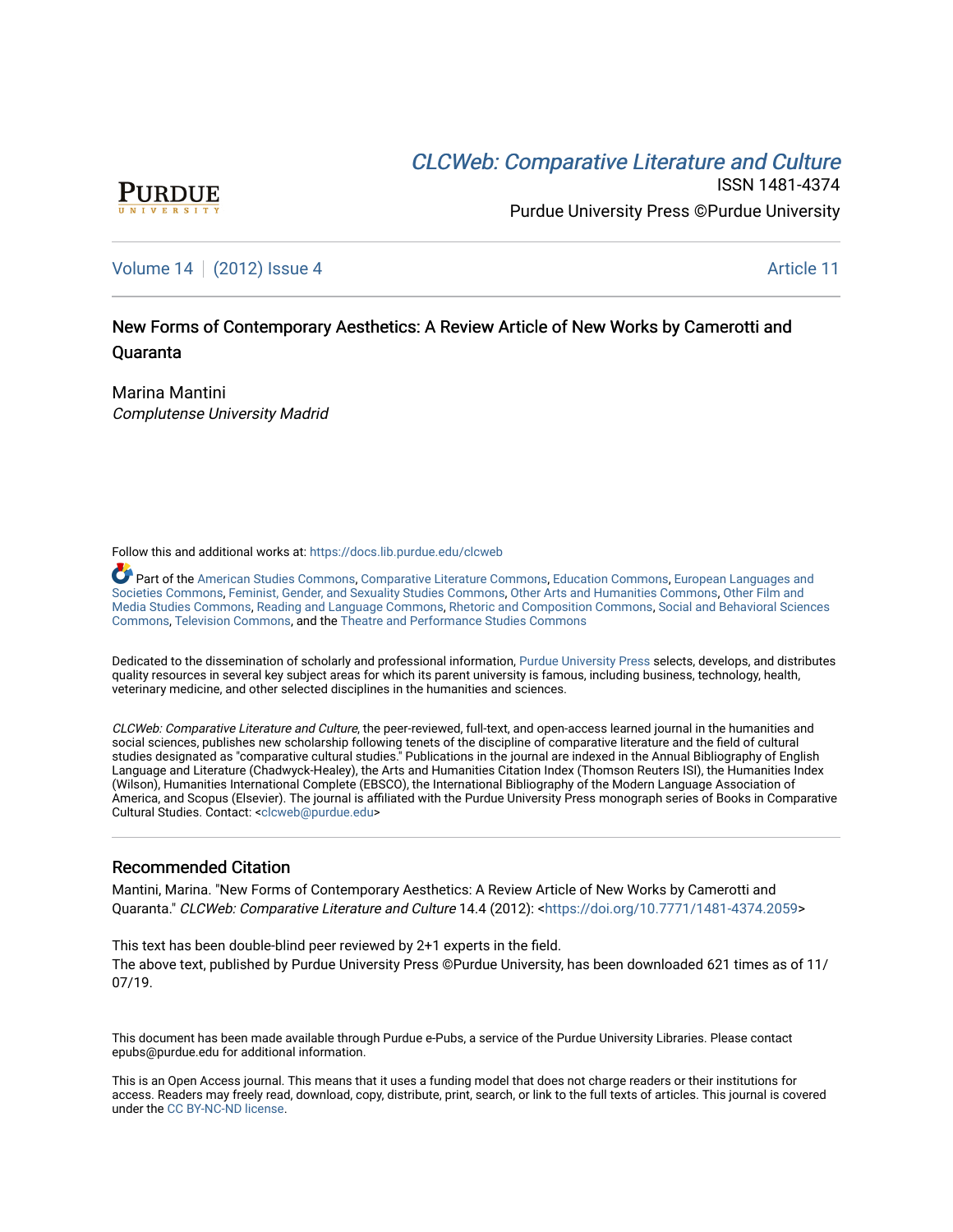# CLCWeb: Comparative Literature and Culture

ISSN 1481-4374

Purdue University Press ©Purdue University

Volume 14 | (2012) Issue 4 Article 11

## New Forms of Contemporary Aesthetics: A Review Article of New Works by Camerotti and Quaranta

Marina Mantini
*Complutense University Madrid*

Follow this and additional works at: https://docs.lib.purdue.edu/clcweb

Part of the American Studies Commons, Comparative Literature Commons, Education Commons, European Languages and Societies Commons, Feminist, Gender, and Sexuality Studies Commons, Other Arts and Humanities Commons, Other Film and Media Studies Commons, Reading and Language Commons, Rhetoric and Composition Commons, Social and Behavioral Sciences Commons, Television Commons, and the Theatre and Performance Studies Commons

Dedicated to the dissemination of scholarly and professional information, Purdue University Press selects, develops, and distributes quality resources in several key subject areas for which its parent university is famous, including business, technology, health, veterinary medicine, and other selected disciplines in the humanities and sciences.

*CLCWeb: Comparative Literature and Culture*, the peer-reviewed, full-text, and open-access learned journal in the humanities and social sciences, publishes new scholarship following tenets of the discipline of comparative literature and the field of cultural studies designated as "comparative cultural studies." Publications in the journal are indexed in the Annual Bibliography of English Language and Literature (Chadwyck-Healey), the Arts and Humanities Citation Index (Thomson Reuters ISI), the Humanities Index (Wilson), Humanities International Complete (EBSCO), the International Bibliography of the Modern Language Association of America, and Scopus (Elsevier). The journal is affiliated with the Purdue University Press monograph series of Books in Comparative Cultural Studies. Contact: <clcweb@purdue.edu>

### Recommended Citation

Mantini, Marina. "New Forms of Contemporary Aesthetics: A Review Article of New Works by Camerotti and Quaranta." *CLCWeb: Comparative Literature and Culture* 14.4 (2012): <https://doi.org/10.7771/1481-4374.2059>

This text has been double-blind peer reviewed by 2+1 experts in the field.
The above text, published by Purdue University Press ©Purdue University, has been downloaded 621 times as of 11/07/19.

This document has been made available through Purdue e-Pubs, a service of the Purdue University Libraries. Please contact epubs@purdue.edu for additional information.

This is an Open Access journal. This means that it uses a funding model that does not charge readers or their institutions for access. Readers may freely read, download, copy, distribute, print, search, or link to the full texts of articles. This journal is covered under the CC BY-NC-ND license.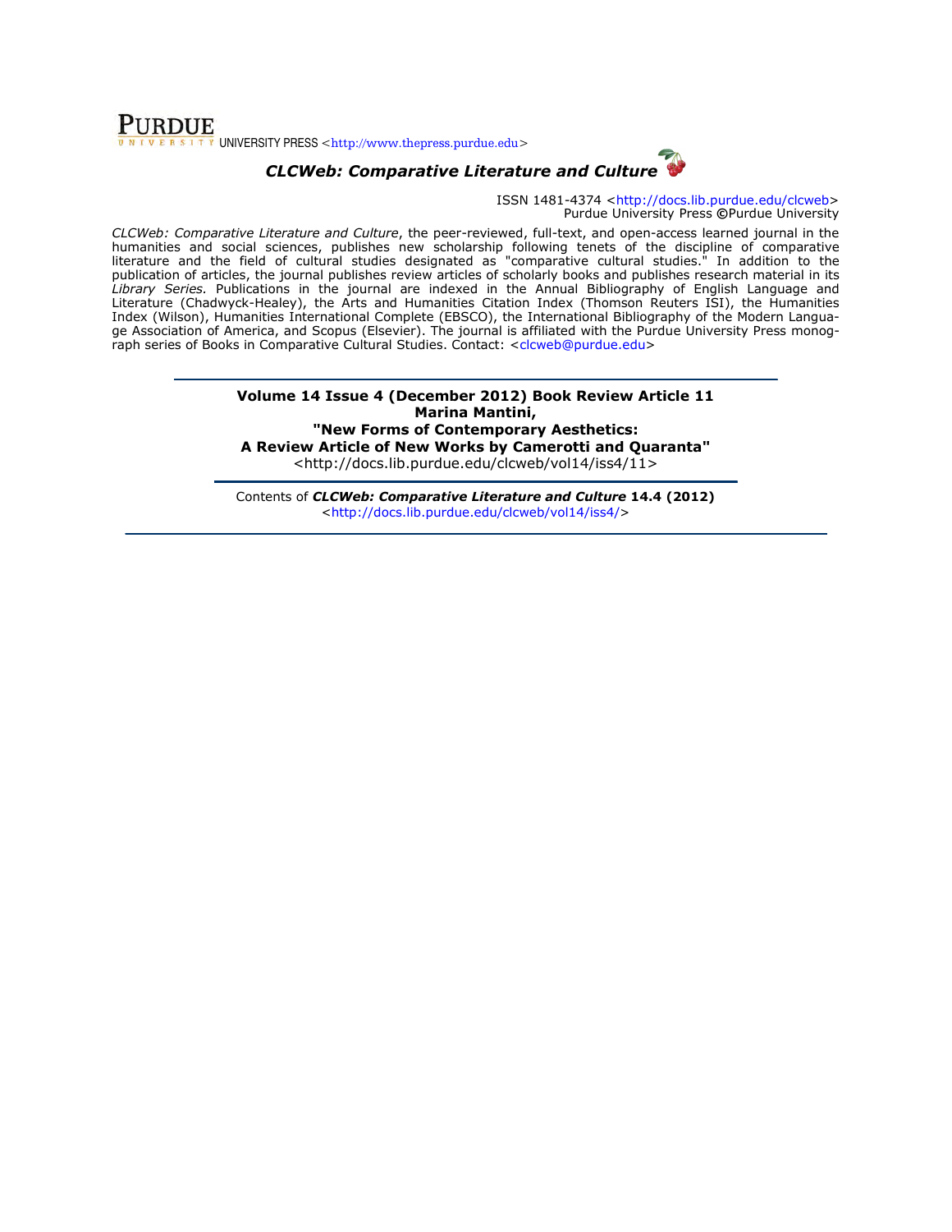PURDUE UNIVERSITY PRESS <http://www.thepress.purdue.edu>

***CLCWeb: Comparative Literature and Culture***

ISSN 1481-4374 <http://docs.lib.purdue.edu/clcweb>
Purdue University Press ©Purdue University

*CLCWeb: Comparative Literature and Culture*, the peer-reviewed, full-text, and open-access learned journal in the humanities and social sciences, publishes new scholarship following tenets of the discipline of comparative literature and the field of cultural studies designated as "comparative cultural studies." In addition to the publication of articles, the journal publishes review articles of scholarly books and publishes research material in its *Library Series.* Publications in the journal are indexed in the Annual Bibliography of English Language and Literature (Chadwyck-Healey), the Arts and Humanities Citation Index (Thomson Reuters ISI), the Humanities Index (Wilson), Humanities International Complete (EBSCO), the International Bibliography of the Modern Language Association of America, and Scopus (Elsevier). The journal is affiliated with the Purdue University Press monograph series of Books in Comparative Cultural Studies. Contact: <clcweb@purdue.edu>

---

**Volume 14 Issue 4 (December 2012) Book Review Article 11**
**Marina Mantini,**
**"New Forms of Contemporary Aesthetics:**
**A Review Article of New Works by Camerotti and Quaranta"**
<http://docs.lib.purdue.edu/clcweb/vol14/iss4/11>

---

Contents of ***CLCWeb: Comparative Literature and Culture*** **14.4 (2012)**
<http://docs.lib.purdue.edu/clcweb/vol14/iss4/>

---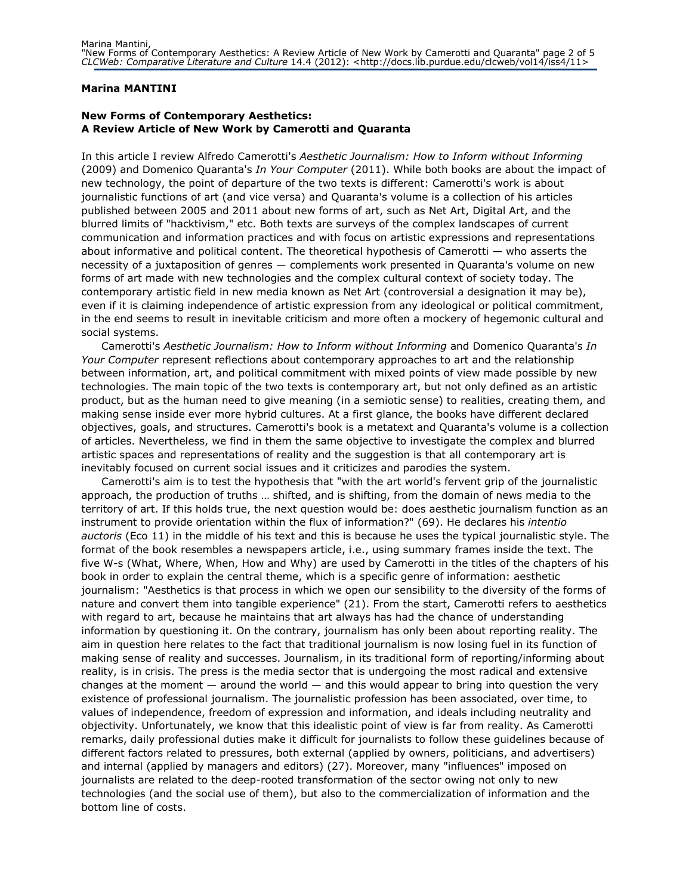**Marina MANTINI**

**New Forms of Contemporary Aesthetics:**
**A Review Article of New Work by Camerotti and Quaranta**

In this article I review Alfredo Camerotti's *Aesthetic Journalism: How to Inform without Informing* (2009) and Domenico Quaranta's *In Your Computer* (2011). While both books are about the impact of new technology, the point of departure of the two texts is different: Camerotti's work is about journalistic functions of art (and vice versa) and Quaranta's volume is a collection of his articles published between 2005 and 2011 about new forms of art, such as Net Art, Digital Art, and the blurred limits of "hacktivism," etc. Both texts are surveys of the complex landscapes of current communication and information practices and with focus on artistic expressions and representations about informative and political content. The theoretical hypothesis of Camerotti — who asserts the necessity of a juxtaposition of genres — complements work presented in Quaranta's volume on new forms of art made with new technologies and the complex cultural context of society today. The contemporary artistic field in new media known as Net Art (controversial a designation it may be), even if it is claiming independence of artistic expression from any ideological or political commitment, in the end seems to result in inevitable criticism and more often a mockery of hegemonic cultural and social systems.

Camerotti's *Aesthetic Journalism: How to Inform without Informing* and Domenico Quaranta's *In Your Computer* represent reflections about contemporary approaches to art and the relationship between information, art, and political commitment with mixed points of view made possible by new technologies. The main topic of the two texts is contemporary art, but not only defined as an artistic product, but as the human need to give meaning (in a semiotic sense) to realities, creating them, and making sense inside ever more hybrid cultures. At a first glance, the books have different declared objectives, goals, and structures. Camerotti's book is a metatext and Quaranta's volume is a collection of articles. Nevertheless, we find in them the same objective to investigate the complex and blurred artistic spaces and representations of reality and the suggestion is that all contemporary art is inevitably focused on current social issues and it criticizes and parodies the system.

Camerotti's aim is to test the hypothesis that "with the art world's fervent grip of the journalistic approach, the production of truths … shifted, and is shifting, from the domain of news media to the territory of art. If this holds true, the next question would be: does aesthetic journalism function as an instrument to provide orientation within the flux of information?" (69). He declares his *intentio auctoris* (Eco 11) in the middle of his text and this is because he uses the typical journalistic style. The format of the book resembles a newspapers article, i.e., using summary frames inside the text. The five W-s (What, Where, When, How and Why) are used by Camerotti in the titles of the chapters of his book in order to explain the central theme, which is a specific genre of information: aesthetic journalism: "Aesthetics is that process in which we open our sensibility to the diversity of the forms of nature and convert them into tangible experience" (21). From the start, Camerotti refers to aesthetics with regard to art, because he maintains that art always has had the chance of understanding information by questioning it. On the contrary, journalism has only been about reporting reality. The aim in question here relates to the fact that traditional journalism is now losing fuel in its function of making sense of reality and successes. Journalism, in its traditional form of reporting/informing about reality, is in crisis. The press is the media sector that is undergoing the most radical and extensive changes at the moment — around the world — and this would appear to bring into question the very existence of professional journalism. The journalistic profession has been associated, over time, to values of independence, freedom of expression and information, and ideals including neutrality and objectivity. Unfortunately, we know that this idealistic point of view is far from reality. As Camerotti remarks, daily professional duties make it difficult for journalists to follow these guidelines because of different factors related to pressures, both external (applied by owners, politicians, and advertisers) and internal (applied by managers and editors) (27). Moreover, many "influences" imposed on journalists are related to the deep-rooted transformation of the sector owing not only to new technologies (and the social use of them), but also to the commercialization of information and the bottom line of costs.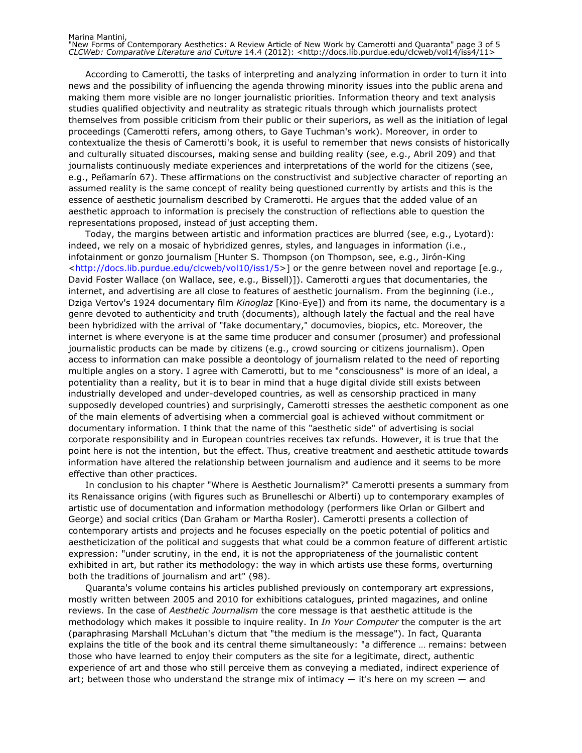According to Camerotti, the tasks of interpreting and analyzing information in order to turn it into news and the possibility of influencing the agenda throwing minority issues into the public arena and making them more visible are no longer journalistic priorities. Information theory and text analysis studies qualified objectivity and neutrality as strategic rituals through which journalists protect themselves from possible criticism from their public or their superiors, as well as the initiation of legal proceedings (Camerotti refers, among others, to Gaye Tuchman's work). Moreover, in order to contextualize the thesis of Camerotti's book, it is useful to remember that news consists of historically and culturally situated discourses, making sense and building reality (see, e.g., Abril 209) and that journalists continuously mediate experiences and interpretations of the world for the citizens (see, e.g., Peñamarín 67). These affirmations on the constructivist and subjective character of reporting an assumed reality is the same concept of reality being questioned currently by artists and this is the essence of aesthetic journalism described by Cramerotti. He argues that the added value of an aesthetic approach to information is precisely the construction of reflections able to question the representations proposed, instead of just accepting them.

Today, the margins between artistic and information practices are blurred (see, e.g., Lyotard): indeed, we rely on a mosaic of hybridized genres, styles, and languages in information (i.e., infotainment or gonzo journalism [Hunter S. Thompson (on Thompson, see, e.g., Jirón-King <http://docs.lib.purdue.edu/clcweb/vol10/iss1/5>] or the genre between novel and reportage [e.g., David Foster Wallace (on Wallace, see, e.g., Bissell)]). Camerotti argues that documentaries, the internet, and advertising are all close to features of aesthetic journalism. From the beginning (i.e., Dziga Vertov's 1924 documentary film *Kinoglaz* [Kino-Eye]) and from its name, the documentary is a genre devoted to authenticity and truth (documents), although lately the factual and the real have been hybridized with the arrival of "fake documentary," documovies, biopics, etc. Moreover, the internet is where everyone is at the same time producer and consumer (prosumer) and professional journalistic products can be made by citizens (e.g., crowd sourcing or citizens journalism). Open access to information can make possible a deontology of journalism related to the need of reporting multiple angles on a story. I agree with Camerotti, but to me "consciousness" is more of an ideal, a potentiality than a reality, but it is to bear in mind that a huge digital divide still exists between industrially developed and under-developed countries, as well as censorship practiced in many supposedly developed countries) and surprisingly, Camerotti stresses the aesthetic component as one of the main elements of advertising when a commercial goal is achieved without commitment or documentary information. I think that the name of this "aesthetic side" of advertising is social corporate responsibility and in European countries receives tax refunds. However, it is true that the point here is not the intention, but the effect. Thus, creative treatment and aesthetic attitude towards information have altered the relationship between journalism and audience and it seems to be more effective than other practices.

In conclusion to his chapter "Where is Aesthetic Journalism?" Camerotti presents a summary from its Renaissance origins (with figures such as Brunelleschi or Alberti) up to contemporary examples of artistic use of documentation and information methodology (performers like Orlan or Gilbert and George) and social critics (Dan Graham or Martha Rosler). Camerotti presents a collection of contemporary artists and projects and he focuses especially on the poetic potential of politics and aestheticization of the political and suggests that what could be a common feature of different artistic expression: "under scrutiny, in the end, it is not the appropriateness of the journalistic content exhibited in art, but rather its methodology: the way in which artists use these forms, overturning both the traditions of journalism and art" (98).

Quaranta's volume contains his articles published previously on contemporary art expressions, mostly written between 2005 and 2010 for exhibitions catalogues, printed magazines, and online reviews. In the case of *Aesthetic Journalism* the core message is that aesthetic attitude is the methodology which makes it possible to inquire reality. In *In Your Computer* the computer is the art (paraphrasing Marshall McLuhan's dictum that "the medium is the message"). In fact, Quaranta explains the title of the book and its central theme simultaneously: "a difference … remains: between those who have learned to enjoy their computers as the site for a legitimate, direct, authentic experience of art and those who still perceive them as conveying a mediated, indirect experience of art; between those who understand the strange mix of intimacy — it's here on my screen — and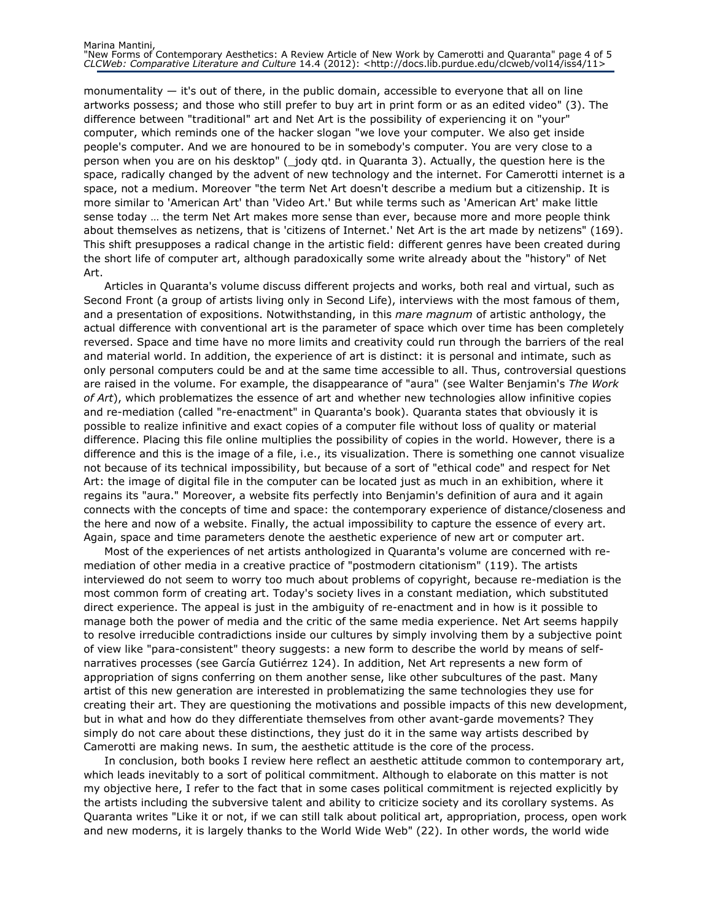monumentality — it's out of there, in the public domain, accessible to everyone that all on line artworks possess; and those who still prefer to buy art in print form or as an edited video" (3). The difference between "traditional" art and Net Art is the possibility of experiencing it on "your" computer, which reminds one of the hacker slogan "we love your computer. We also get inside people's computer. And we are honoured to be in somebody's computer. You are very close to a person when you are on his desktop" (_jody qtd. in Quaranta 3). Actually, the question here is the space, radically changed by the advent of new technology and the internet. For Camerotti internet is a space, not a medium. Moreover "the term Net Art doesn't describe a medium but a citizenship. It is more similar to 'American Art' than 'Video Art.' But while terms such as 'American Art' make little sense today … the term Net Art makes more sense than ever, because more and more people think about themselves as netizens, that is 'citizens of Internet.' Net Art is the art made by netizens" (169). This shift presupposes a radical change in the artistic field: different genres have been created during the short life of computer art, although paradoxically some write already about the "history" of Net Art.

Articles in Quaranta's volume discuss different projects and works, both real and virtual, such as Second Front (a group of artists living only in Second Life), interviews with the most famous of them, and a presentation of expositions. Notwithstanding, in this *mare magnum* of artistic anthology, the actual difference with conventional art is the parameter of space which over time has been completely reversed. Space and time have no more limits and creativity could run through the barriers of the real and material world. In addition, the experience of art is distinct: it is personal and intimate, such as only personal computers could be and at the same time accessible to all. Thus, controversial questions are raised in the volume. For example, the disappearance of "aura" (see Walter Benjamin's *The Work of Art*), which problematizes the essence of art and whether new technologies allow infinitive copies and re-mediation (called "re-enactment" in Quaranta's book). Quaranta states that obviously it is possible to realize infinitive and exact copies of a computer file without loss of quality or material difference. Placing this file online multiplies the possibility of copies in the world. However, there is a difference and this is the image of a file, i.e., its visualization. There is something one cannot visualize not because of its technical impossibility, but because of a sort of "ethical code" and respect for Net Art: the image of digital file in the computer can be located just as much in an exhibition, where it regains its "aura." Moreover, a website fits perfectly into Benjamin's definition of aura and it again connects with the concepts of time and space: the contemporary experience of distance/closeness and the here and now of a website. Finally, the actual impossibility to capture the essence of every art. Again, space and time parameters denote the aesthetic experience of new art or computer art.

Most of the experiences of net artists anthologized in Quaranta's volume are concerned with re-mediation of other media in a creative practice of "postmodern citationism" (119). The artists interviewed do not seem to worry too much about problems of copyright, because re-mediation is the most common form of creating art. Today's society lives in a constant mediation, which substituted direct experience. The appeal is just in the ambiguity of re-enactment and in how is it possible to manage both the power of media and the critic of the same media experience. Net Art seems happily to resolve irreducible contradictions inside our cultures by simply involving them by a subjective point of view like "para-consistent" theory suggests: a new form to describe the world by means of self-narratives processes (see García Gutiérrez 124). In addition, Net Art represents a new form of appropriation of signs conferring on them another sense, like other subcultures of the past. Many artist of this new generation are interested in problematizing the same technologies they use for creating their art. They are questioning the motivations and possible impacts of this new development, but in what and how do they differentiate themselves from other avant-garde movements? They simply do not care about these distinctions, they just do it in the same way artists described by Camerotti are making news. In sum, the aesthetic attitude is the core of the process.

In conclusion, both books I review here reflect an aesthetic attitude common to contemporary art, which leads inevitably to a sort of political commitment. Although to elaborate on this matter is not my objective here, I refer to the fact that in some cases political commitment is rejected explicitly by the artists including the subversive talent and ability to criticize society and its corollary systems. As Quaranta writes "Like it or not, if we can still talk about political art, appropriation, process, open work and new moderns, it is largely thanks to the World Wide Web" (22). In other words, the world wide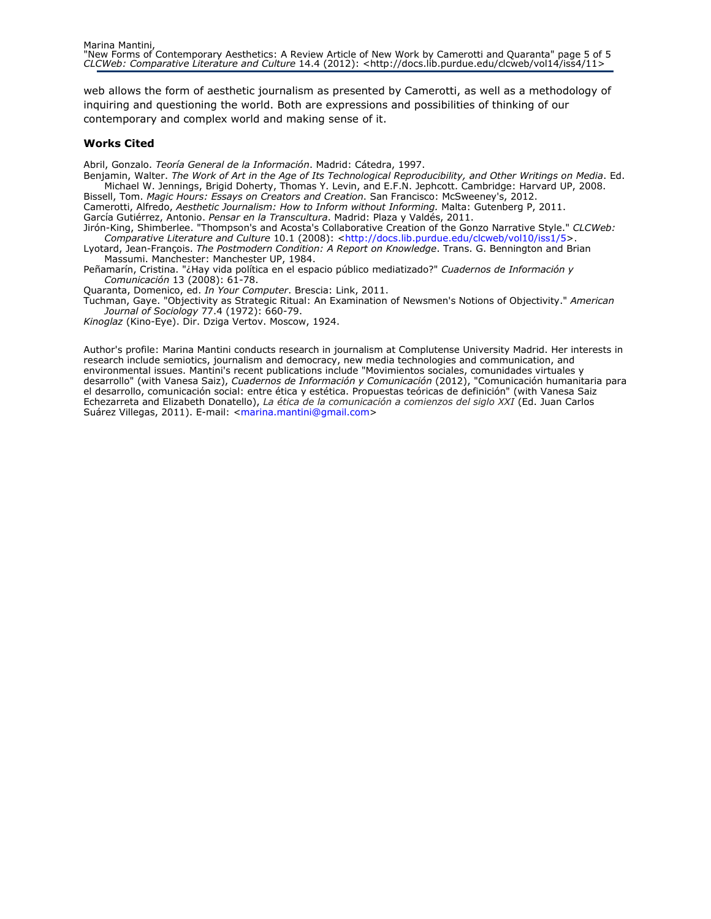web allows the form of aesthetic journalism as presented by Camerotti, as well as a methodology of inquiring and questioning the world. Both are expressions and possibilities of thinking of our contemporary and complex world and making sense of it.

**Works Cited**

Abril, Gonzalo. *Teoría General de la Información*. Madrid: Cátedra, 1997.

Benjamin, Walter. *The Work of Art in the Age of Its Technological Reproducibility, and Other Writings on Media*. Ed. Michael W. Jennings, Brigid Doherty, Thomas Y. Levin, and E.F.N. Jephcott. Cambridge: Harvard UP, 2008.

Bissell, Tom. *Magic Hours: Essays on Creators and Creation*. San Francisco: McSweeney's, 2012.

Camerotti, Alfredo, *Aesthetic Journalism: How to Inform without Informing.* Malta: Gutenberg P, 2011.

García Gutiérrez, Antonio. *Pensar en la Transcultura*. Madrid: Plaza y Valdés, 2011.

Jirón-King, Shimberlee. "Thompson's and Acosta's Collaborative Creation of the Gonzo Narrative Style." *CLCWeb: Comparative Literature and Culture* 10.1 (2008): <http://docs.lib.purdue.edu/clcweb/vol10/iss1/5>.

Lyotard, Jean-François. *The Postmodern Condition: A Report on Knowledge*. Trans. G. Bennington and Brian Massumi. Manchester: Manchester UP, 1984.

Peñamarín, Cristina. "¿Hay vida política en el espacio público mediatizado?" *Cuadernos de Información y Comunicación* 13 (2008): 61-78.

Quaranta, Domenico, ed. *In Your Computer*. Brescia: Link, 2011.

Tuchman, Gaye. "Objectivity as Strategic Ritual: An Examination of Newsmen's Notions of Objectivity." *American Journal of Sociology* 77.4 (1972): 660-79.

*Kinoglaz* (Kino-Eye). Dir. Dziga Vertov. Moscow, 1924.

Author's profile: Marina Mantini conducts research in journalism at Complutense University Madrid. Her interests in research include semiotics, journalism and democracy, new media technologies and communication, and environmental issues. Mantini's recent publications include "Movimientos sociales, comunidades virtuales y desarrollo" (with Vanesa Saiz), *Cuadernos de Información y Comunicación* (2012), "Comunicación humanitaria para el desarrollo, comunicación social: entre ética y estética. Propuestas teóricas de definición" (with Vanesa Saiz Echezarreta and Elizabeth Donatello), *La ética de la comunicación a comienzos del siglo XXI* (Ed. Juan Carlos Suárez Villegas, 2011). E-mail: <marina.mantini@gmail.com>